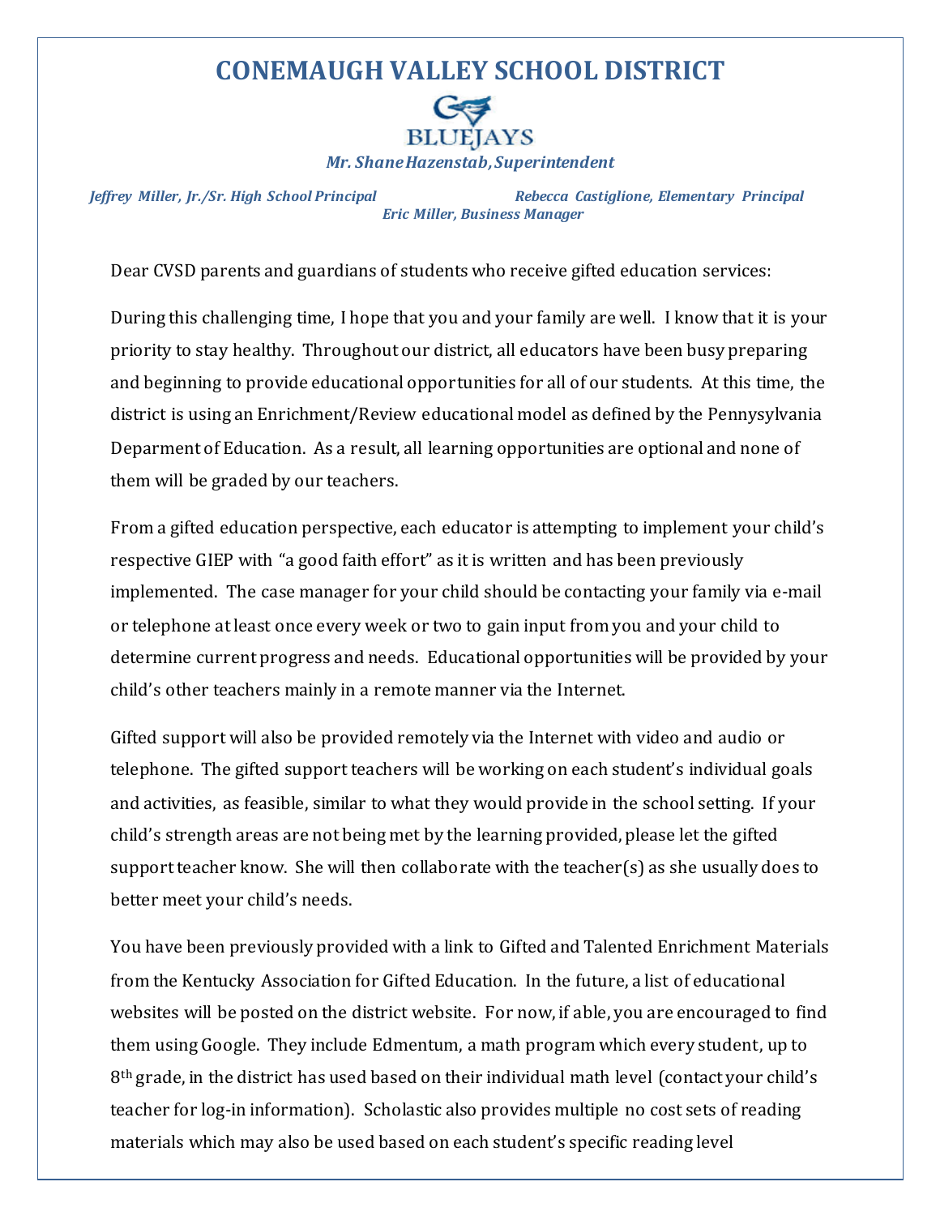# CONEMAUGH VALLEY SCHOOL DISTRICT

BLUEJAYS

***Mr. Shane Hazenstab, Superintendent***

***Jeffrey Miller, Jr./Sr. High School Principal*** ***Rebecca Castiglione, Elementary Principal***

***Eric Miller, Business Manager***

Dear CVSD parents and guardians of students who receive gifted education services:

During this challenging time, I hope that you and your family are well. I know that it is your priority to stay healthy. Throughout our district, all educators have been busy preparing and beginning to provide educational opportunities for all of our students. At this time, the district is using an Enrichment/Review educational model as defined by the Pennysylvania Deparment of Education. As a result, all learning opportunities are optional and none of them will be graded by our teachers.

From a gifted education perspective, each educator is attempting to implement your child's respective GIEP with "a good faith effort" as it is written and has been previously implemented. The case manager for your child should be contacting your family via e-mail or telephone at least once every week or two to gain input from you and your child to determine current progress and needs. Educational opportunities will be provided by your child's other teachers mainly in a remote manner via the Internet.

Gifted support will also be provided remotely via the Internet with video and audio or telephone. The gifted support teachers will be working on each student's individual goals and activities, as feasible, similar to what they would provide in the school setting. If your child's strength areas are not being met by the learning provided, please let the gifted support teacher know. She will then collaborate with the teacher(s) as she usually does to better meet your child's needs.

You have been previously provided with a link to Gifted and Talented Enrichment Materials from the Kentucky Association for Gifted Education. In the future, a list of educational websites will be posted on the district website. For now, if able, you are encouraged to find them using Google. They include Edmentum, a math program which every student, up to 8th grade, in the district has used based on their individual math level (contact your child's teacher for log-in information). Scholastic also provides multiple no cost sets of reading materials which may also be used based on each student's specific reading level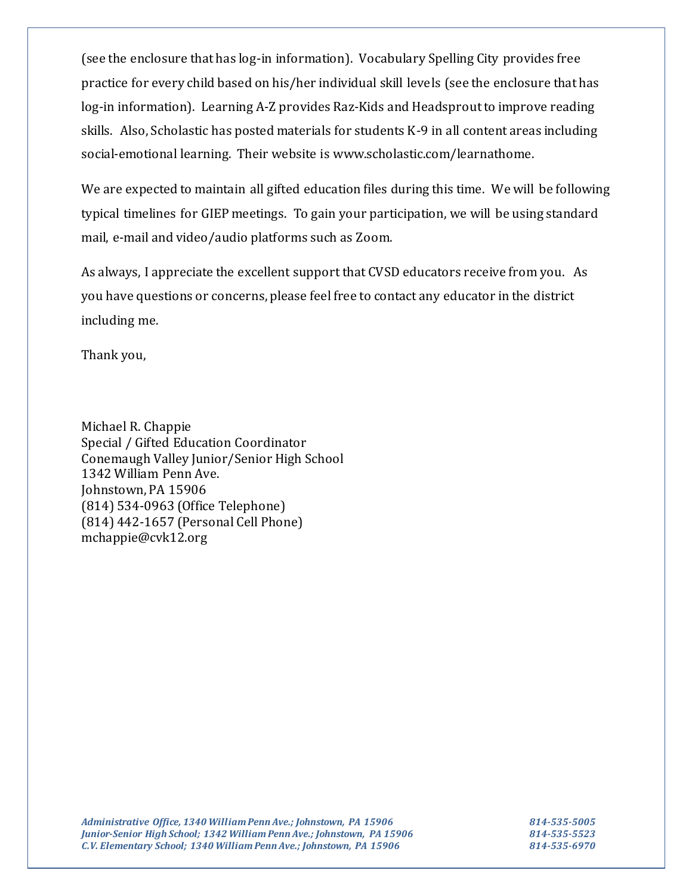(see the enclosure that has log-in information). Vocabulary Spelling City provides free practice for every child based on his/her individual skill levels (see the enclosure that has log-in information). Learning A-Z provides Raz-Kids and Headsprout to improve reading skills. Also, Scholastic has posted materials for students K-9 in all content areas including social-emotional learning. Their website is www.scholastic.com/learnathome.

We are expected to maintain all gifted education files during this time. We will be following typical timelines for GIEP meetings. To gain your participation, we will be using standard mail, e-mail and video/audio platforms such as Zoom.

As always, I appreciate the excellent support that CVSD educators receive from you. As you have questions or concerns, please feel free to contact any educator in the district including me.

Thank you,

Michael R. Chappie  
Special / Gifted Education Coordinator  
Conemaugh Valley Junior/Senior High School  
1342 William Penn Ave.  
Johnstown, PA 15906  
(814) 534-0963 (Office Telephone)  
(814) 442-1657 (Personal Cell Phone)  
mchappie@cvk12.org

*Administrative Office, 1340 William Penn Ave.; Johnstown, PA 15906* *814-535-5005*  
*Junior-Senior High School; 1342 William Penn Ave.; Johnstown, PA 15906* *814-535-5523*  
*C.V. Elementary School; 1340 William Penn Ave.; Johnstown, PA 15906* *814-535-6970*